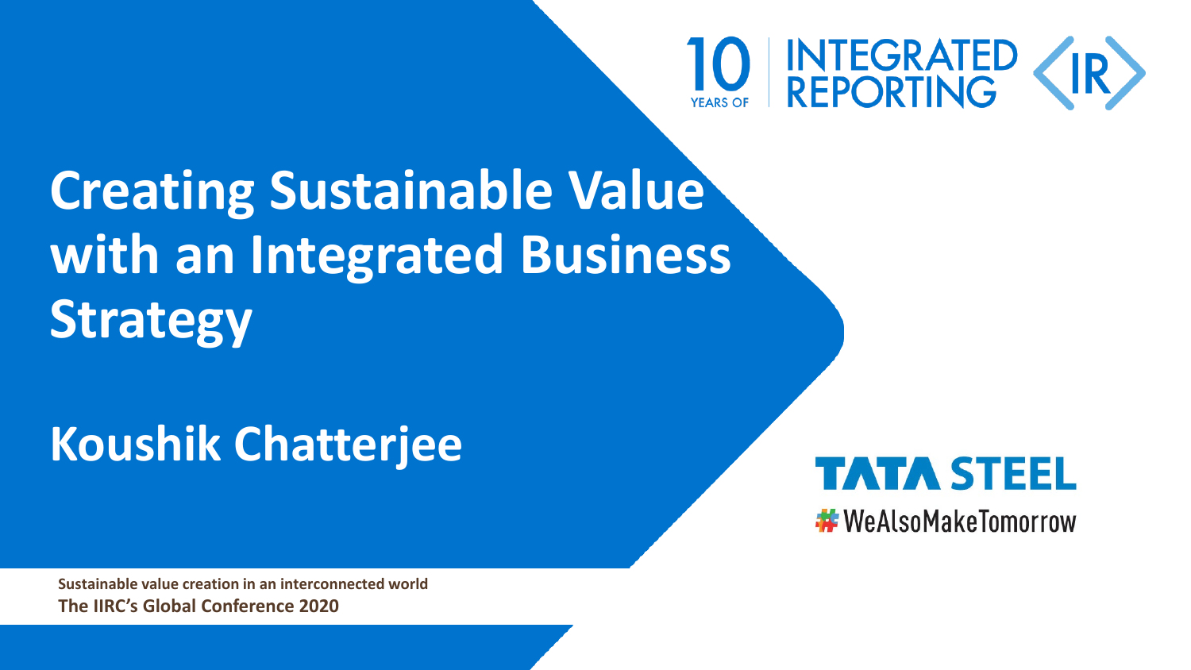10 YEARS OF INTEGRATED REPORTING <IR>

# Creating Sustainable Value with an Integrated Business Strategy

## Koushik Chatterjee

TATA STEEL

#WeAlsoMakeTomorrow

**Sustainable value creation in an interconnected world**

**The IIRC's Global Conference 2020**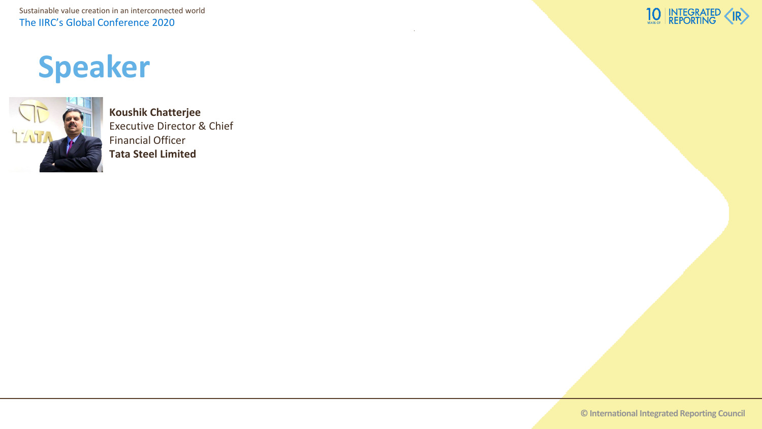# Speaker

**Koushik Chatterjee**
Executive Director & Chief Financial Officer
**Tata Steel Limited**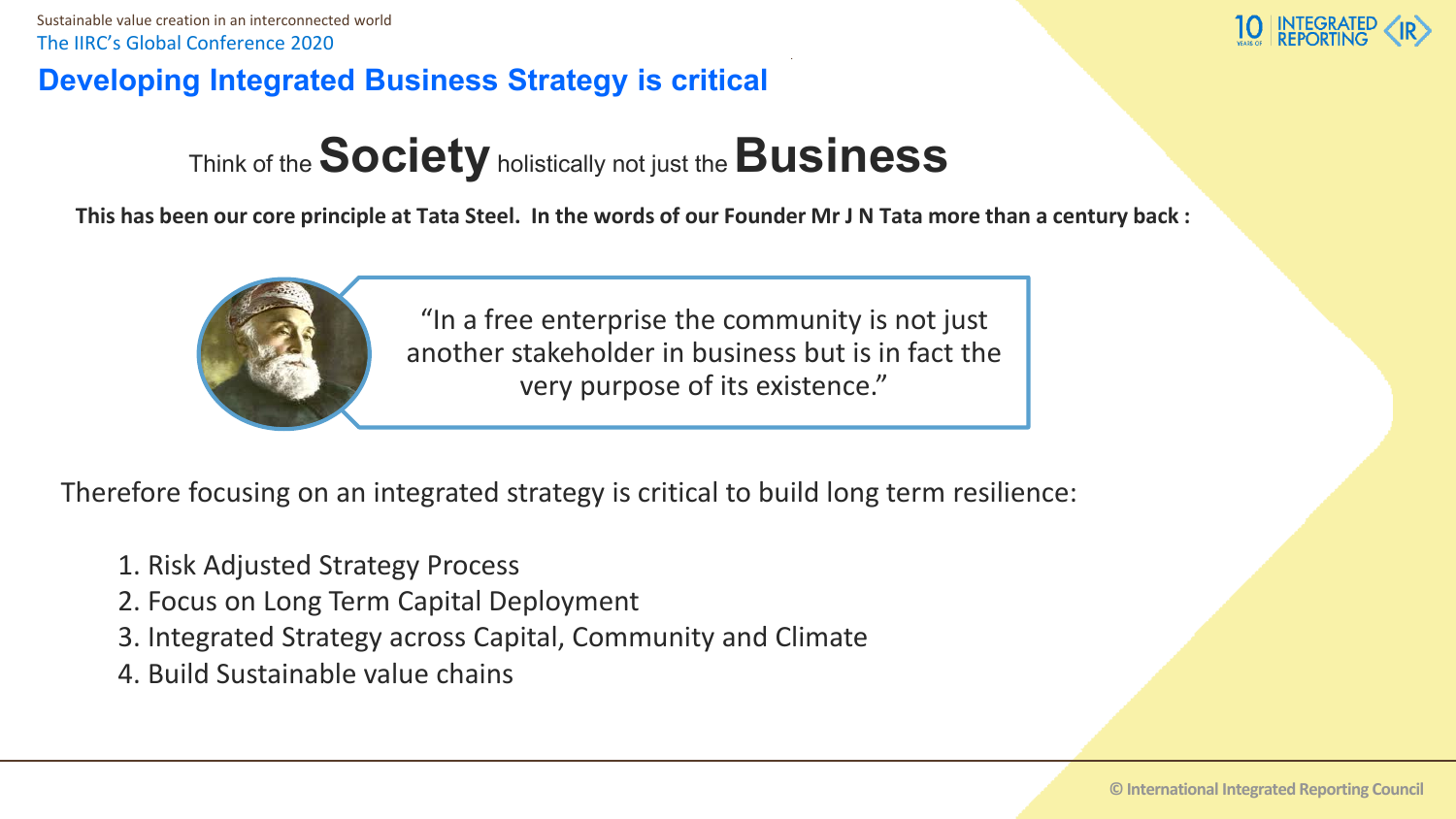## Developing Integrated Business Strategy is critical

Think of the **Society** holistically not just the **Business**

**This has been our core principle at Tata Steel. In the words of our Founder Mr J N Tata more than a century back :**

> "In a free enterprise the community is not just another stakeholder in business but is in fact the very purpose of its existence."

Therefore focusing on an integrated strategy is critical to build long term resilience:

1. Risk Adjusted Strategy Process
2. Focus on Long Term Capital Deployment
3. Integrated Strategy across Capital, Community and Climate
4. Build Sustainable value chains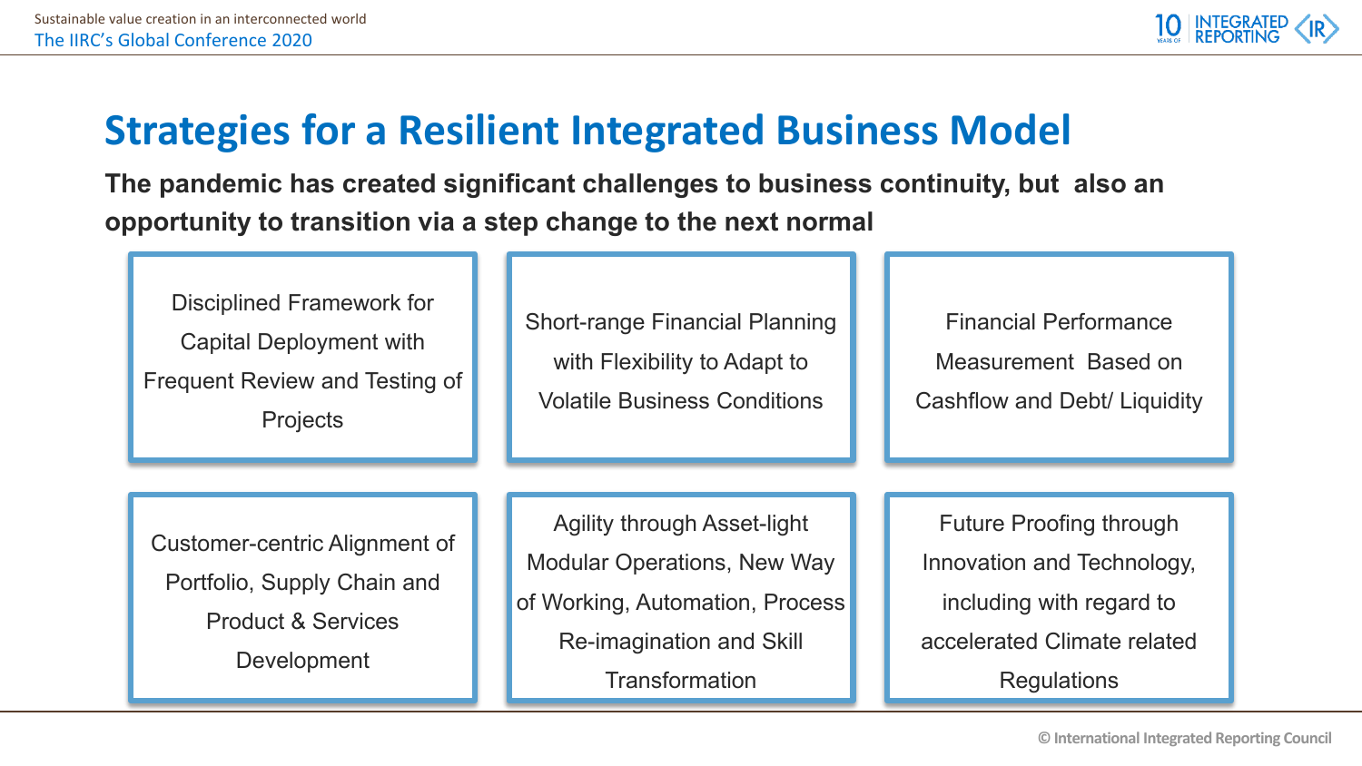# Strategies for a Resilient Integrated Business Model

**The pandemic has created significant challenges to business continuity, but also an opportunity to transition via a step change to the next normal**

- Disciplined Framework for Capital Deployment with Frequent Review and Testing of Projects
- Short-range Financial Planning with Flexibility to Adapt to Volatile Business Conditions
- Financial Performance Measurement Based on Cashflow and Debt/ Liquidity
- Customer-centric Alignment of Portfolio, Supply Chain and Product & Services Development
- Agility through Asset-light Modular Operations, New Way of Working, Automation, Process Re-imagination and Skill Transformation
- Future Proofing through Innovation and Technology, including with regard to accelerated Climate related Regulations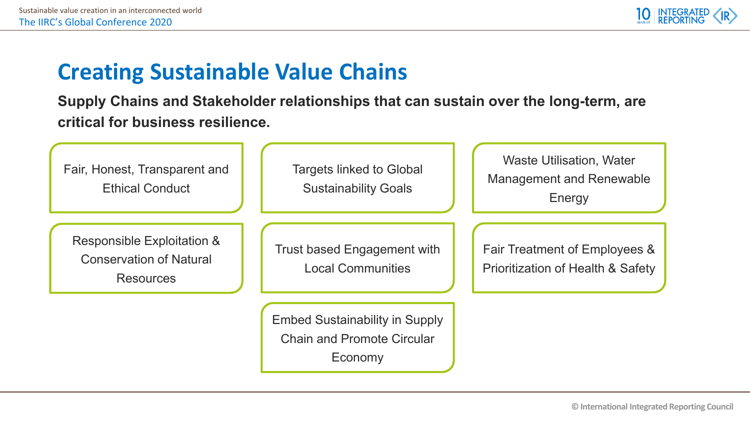# Creating Sustainable Value Chains

**Supply Chains and Stakeholder relationships that can sustain over the long-term, are critical for business resilience.**

- Fair, Honest, Transparent and Ethical Conduct
- Targets linked to Global Sustainability Goals
- Waste Utilisation, Water Management and Renewable Energy
- Responsible Exploitation & Conservation of Natural Resources
- Trust based Engagement with Local Communities
- Fair Treatment of Employees & Prioritization of Health & Safety
- Embed Sustainability in Supply Chain and Promote Circular Economy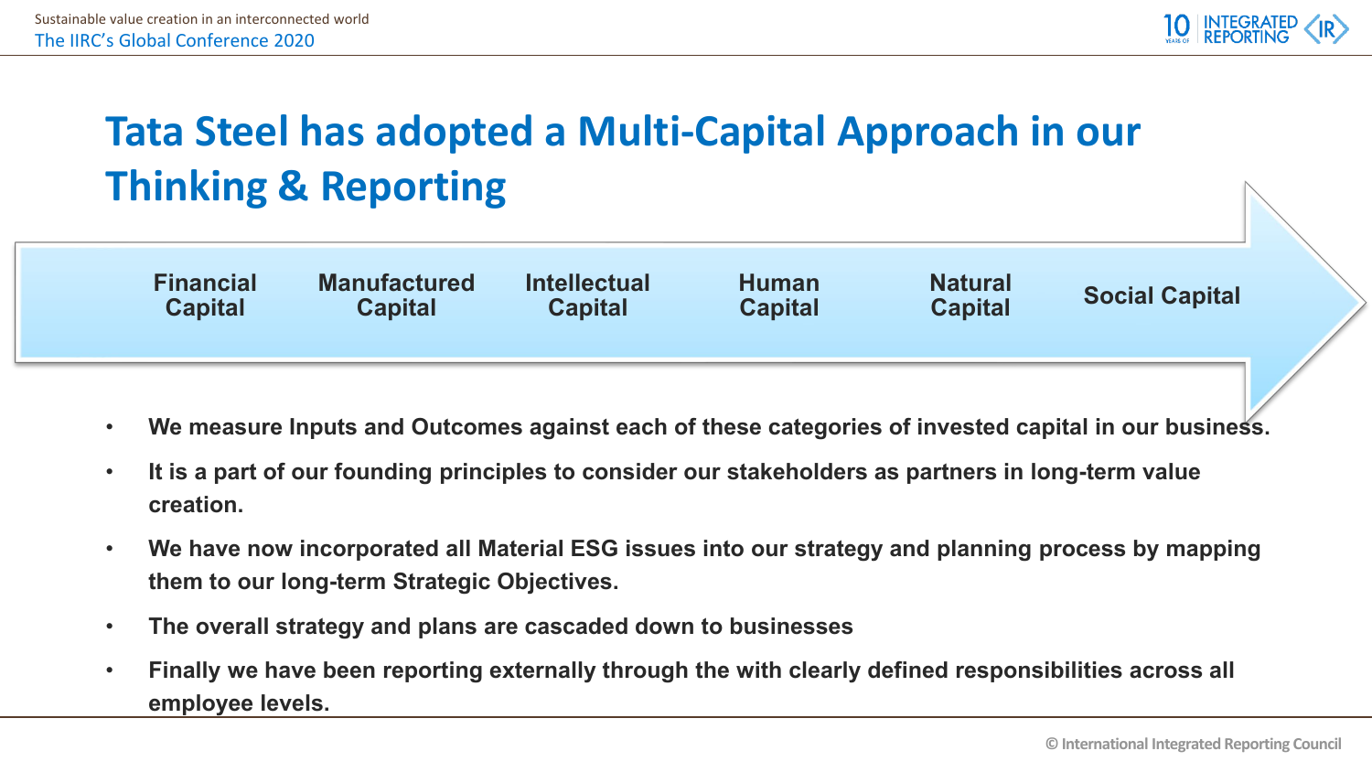# Tata Steel has adopted a Multi-Capital Approach in our Thinking & Reporting

Financial Capital → Manufactured Capital → Intellectual Capital → Human Capital → Natural Capital → Social Capital

- **We measure Inputs and Outcomes against each of these categories of invested capital in our business.**
- **It is a part of our founding principles to consider our stakeholders as partners in long-term value creation.**
- **We have now incorporated all Material ESG issues into our strategy and planning process by mapping them to our long-term Strategic Objectives.**
- **The overall strategy and plans are cascaded down to businesses**
- **Finally we have been reporting externally through the with clearly defined responsibilities across all employee levels.**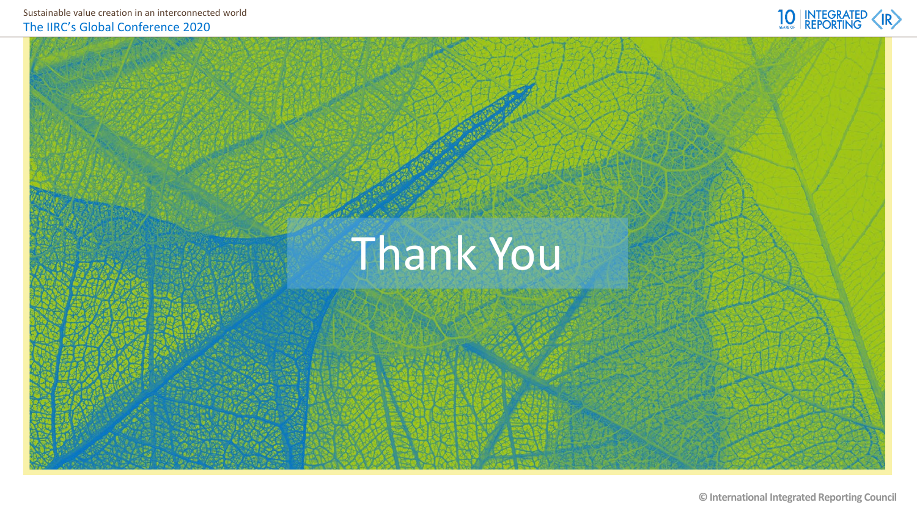# Thank You